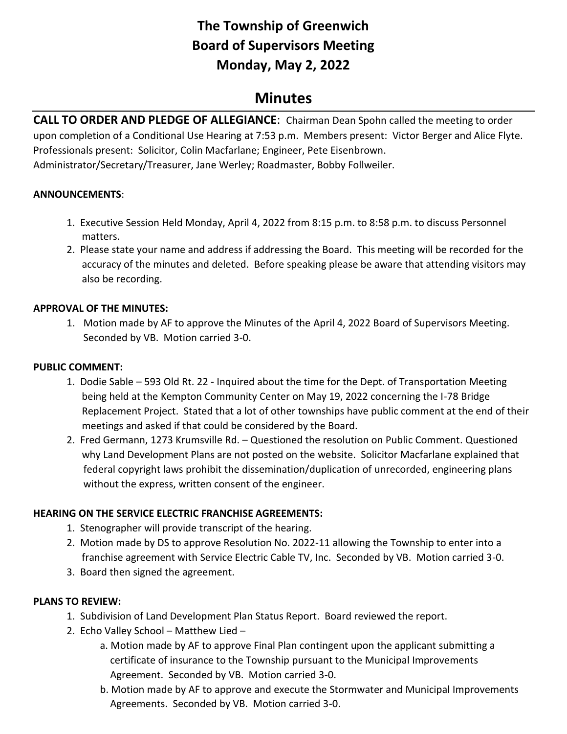# The Township of Greenwich
# Board of Supervisors Meeting
# Monday, May 2, 2022

## Minutes

**CALL TO ORDER AND PLEDGE OF ALLEGIANCE**: Chairman Dean Spohn called the meeting to order upon completion of a Conditional Use Hearing at 7:53 p.m. Members present: Victor Berger and Alice Flyte. Professionals present: Solicitor, Colin Macfarlane; Engineer, Pete Eisenbrown. Administrator/Secretary/Treasurer, Jane Werley; Roadmaster, Bobby Follweiler.

**ANNOUNCEMENTS**:

1. Executive Session Held Monday, April 4, 2022 from 8:15 p.m. to 8:58 p.m. to discuss Personnel matters.
2. Please state your name and address if addressing the Board. This meeting will be recorded for the accuracy of the minutes and deleted. Before speaking please be aware that attending visitors may also be recording.

**APPROVAL OF THE MINUTES:**

1. Motion made by AF to approve the Minutes of the April 4, 2022 Board of Supervisors Meeting. Seconded by VB. Motion carried 3-0.

**PUBLIC COMMENT:**

1. Dodie Sable – 593 Old Rt. 22 - Inquired about the time for the Dept. of Transportation Meeting being held at the Kempton Community Center on May 19, 2022 concerning the I-78 Bridge Replacement Project. Stated that a lot of other townships have public comment at the end of their meetings and asked if that could be considered by the Board.
2. Fred Germann, 1273 Krumsville Rd. – Questioned the resolution on Public Comment. Questioned why Land Development Plans are not posted on the website. Solicitor Macfarlane explained that federal copyright laws prohibit the dissemination/duplication of unrecorded, engineering plans without the express, written consent of the engineer.

**HEARING ON THE SERVICE ELECTRIC FRANCHISE AGREEMENTS:**

1. Stenographer will provide transcript of the hearing.
2. Motion made by DS to approve Resolution No. 2022-11 allowing the Township to enter into a franchise agreement with Service Electric Cable TV, Inc. Seconded by VB. Motion carried 3-0.
3. Board then signed the agreement.

**PLANS TO REVIEW:**

1. Subdivision of Land Development Plan Status Report. Board reviewed the report.
2. Echo Valley School – Matthew Lied –
   a. Motion made by AF to approve Final Plan contingent upon the applicant submitting a certificate of insurance to the Township pursuant to the Municipal Improvements Agreement. Seconded by VB. Motion carried 3-0.
   b. Motion made by AF to approve and execute the Stormwater and Municipal Improvements Agreements. Seconded by VB. Motion carried 3-0.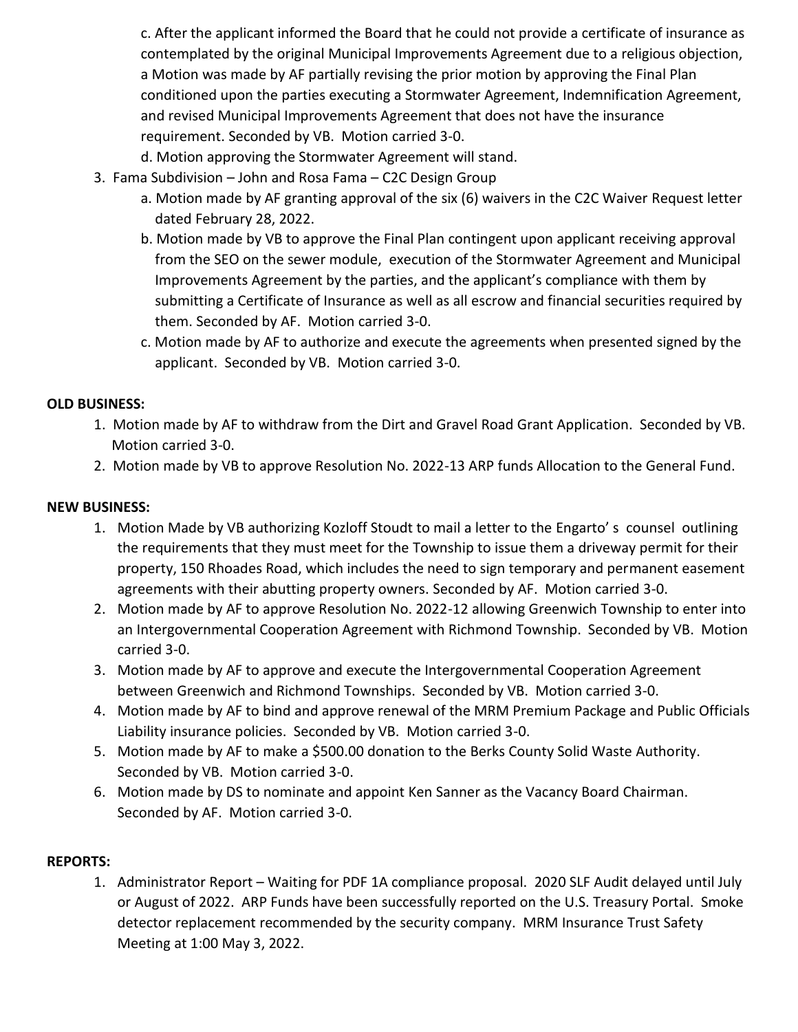c. After the applicant informed the Board that he could not provide a certificate of insurance as contemplated by the original Municipal Improvements Agreement due to a religious objection, a Motion was made by AF partially revising the prior motion by approving the Final Plan conditioned upon the parties executing a Stormwater Agreement, Indemnification Agreement, and revised Municipal Improvements Agreement that does not have the insurance requirement. Seconded by VB. Motion carried 3-0.

d. Motion approving the Stormwater Agreement will stand.

3. Fama Subdivision – John and Rosa Fama – C2C Design Group
   a. Motion made by AF granting approval of the six (6) waivers in the C2C Waiver Request letter dated February 28, 2022.
   b. Motion made by VB to approve the Final Plan contingent upon applicant receiving approval from the SEO on the sewer module, execution of the Stormwater Agreement and Municipal Improvements Agreement by the parties, and the applicant's compliance with them by submitting a Certificate of Insurance as well as all escrow and financial securities required by them. Seconded by AF. Motion carried 3-0.
   c. Motion made by AF to authorize and execute the agreements when presented signed by the applicant. Seconded by VB. Motion carried 3-0.

**OLD BUSINESS:**

1. Motion made by AF to withdraw from the Dirt and Gravel Road Grant Application. Seconded by VB. Motion carried 3-0.
2. Motion made by VB to approve Resolution No. 2022-13 ARP funds Allocation to the General Fund.

**NEW BUSINESS:**

1. Motion Made by VB authorizing Kozloff Stoudt to mail a letter to the Engarto' s counsel outlining the requirements that they must meet for the Township to issue them a driveway permit for their property, 150 Rhoades Road, which includes the need to sign temporary and permanent easement agreements with their abutting property owners. Seconded by AF. Motion carried 3-0.
2. Motion made by AF to approve Resolution No. 2022-12 allowing Greenwich Township to enter into an Intergovernmental Cooperation Agreement with Richmond Township. Seconded by VB. Motion carried 3-0.
3. Motion made by AF to approve and execute the Intergovernmental Cooperation Agreement between Greenwich and Richmond Townships. Seconded by VB. Motion carried 3-0.
4. Motion made by AF to bind and approve renewal of the MRM Premium Package and Public Officials Liability insurance policies. Seconded by VB. Motion carried 3-0.
5. Motion made by AF to make a $500.00 donation to the Berks County Solid Waste Authority. Seconded by VB. Motion carried 3-0.
6. Motion made by DS to nominate and appoint Ken Sanner as the Vacancy Board Chairman. Seconded by AF. Motion carried 3-0.

**REPORTS:**

1. Administrator Report – Waiting for PDF 1A compliance proposal. 2020 SLF Audit delayed until July or August of 2022. ARP Funds have been successfully reported on the U.S. Treasury Portal. Smoke detector replacement recommended by the security company. MRM Insurance Trust Safety Meeting at 1:00 May 3, 2022.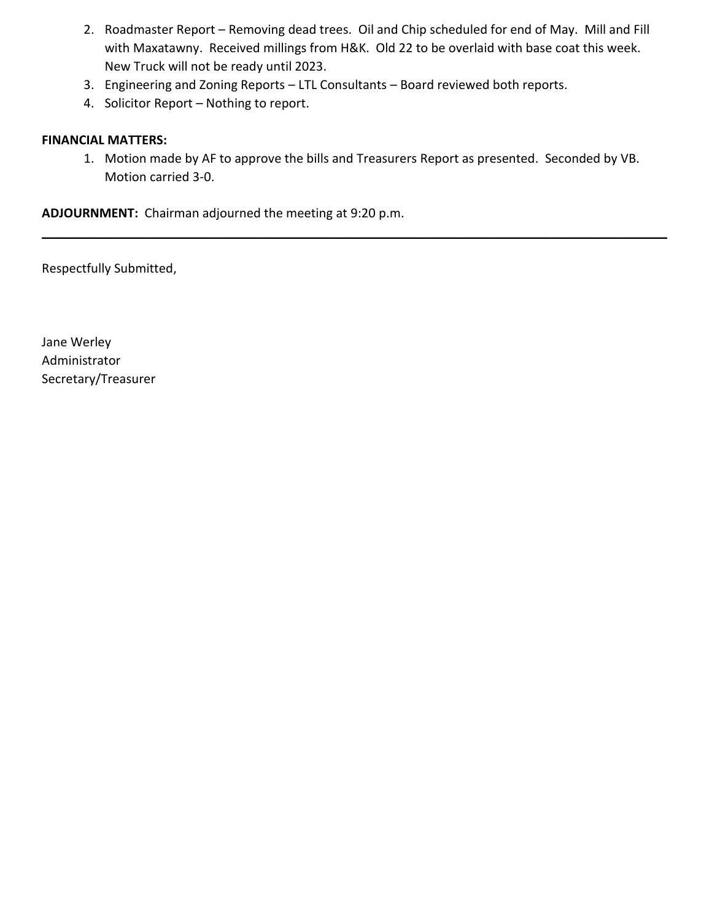2. Roadmaster Report – Removing dead trees. Oil and Chip scheduled for end of May. Mill and Fill with Maxatawny. Received millings from H&K. Old 22 to be overlaid with base coat this week. New Truck will not be ready until 2023.
3. Engineering and Zoning Reports – LTL Consultants – Board reviewed both reports.
4. Solicitor Report – Nothing to report.

**FINANCIAL MATTERS:**

1. Motion made by AF to approve the bills and Treasurers Report as presented. Seconded by VB. Motion carried 3-0.

**ADJOURNMENT:** Chairman adjourned the meeting at 9:20 p.m.

---

Respectfully Submitted,

Jane Werley
Administrator
Secretary/Treasurer